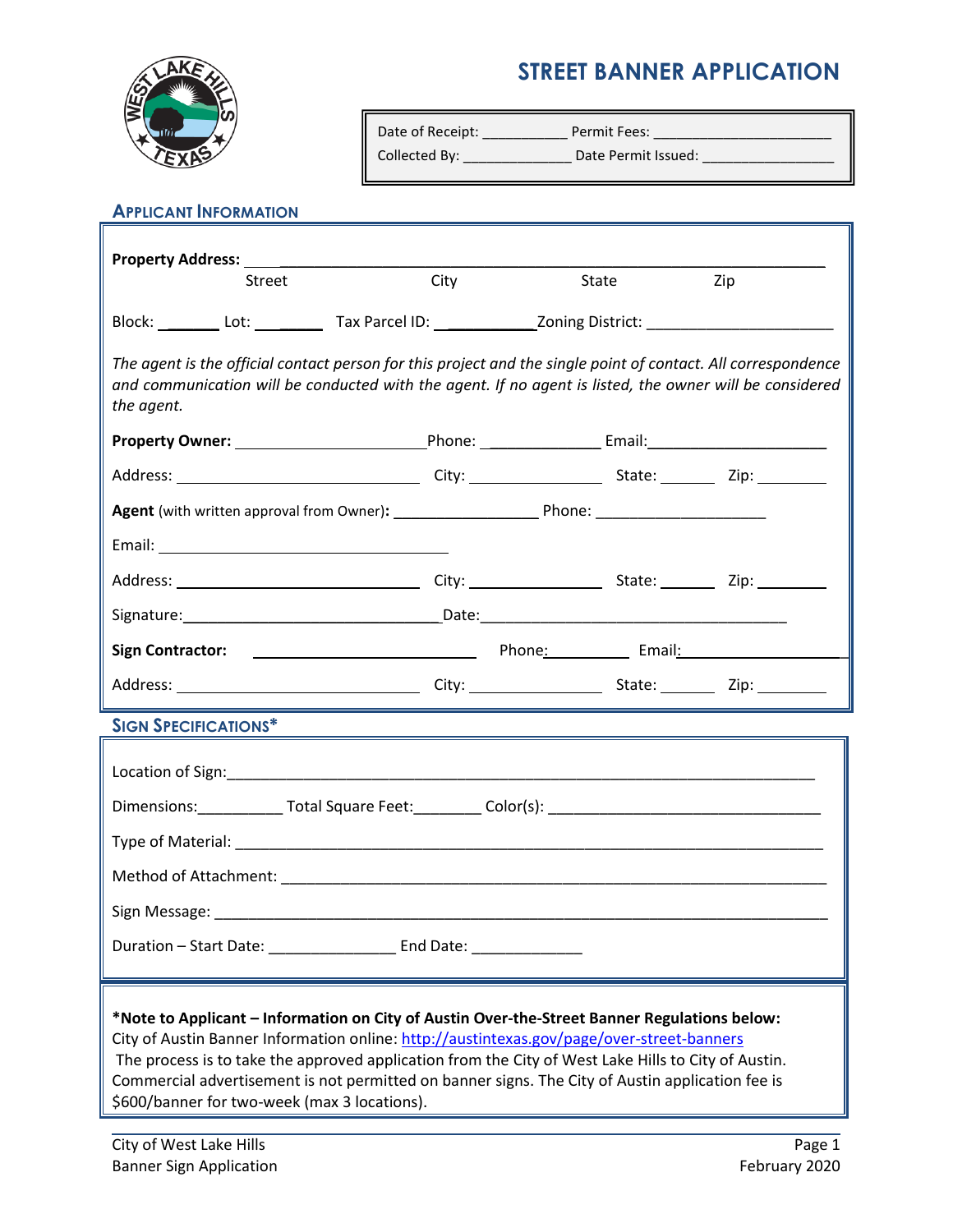# STREET BANNER APPLICATION

Date of Receipt: ___________ Permit Fees: _______________________

Collected By: ______________ Date Permit Issued: _________________

## Applicant Information

**Property Address:** ________________________________________________________________

Street City State Zip

Block: _______ Lot: _________ Tax Parcel ID: ____________Zoning District: _______________________

*The agent is the official contact person for this project and the single point of contact. All correspondence and communication will be conducted with the agent. If no agent is listed, the owner will be considered the agent.*

**Property Owner:** _______________________Phone: _______________ Email:_____________________

Address: ______________________________ City: ________________ State: _______ Zip: _________

**Agent** (with written approval from Owner)**:** __________________ Phone: _____________________

Email: ___________________________________

Address: ______________________________ City: ________________ State: _______ Zip: _________

Signature:________________________________Date:______________________________________

**Sign Contractor:** ____________________________ Phone:__________ Email:_____________________

Address: ______________________________ City: ________________ State: _______ Zip: _________

## Sign Specifications*

Location of Sign:_______________________________________________________________________

Dimensions:__________ Total Square Feet:________ Color(s): _________________________________

Type of Material: _______________________________________________________________________

Method of Attachment: ___________________________________________________________________

Sign Message: __________________________________________________________________________

Duration – Start Date: _______________ End Date: _____________

**\*Note to Applicant – Information on City of Austin Over-the-Street Banner Regulations below:**
City of Austin Banner Information online: http://austintexas.gov/page/over-street-banners
The process is to take the approved application from the City of West Lake Hills to City of Austin. Commercial advertisement is not permitted on banner signs. The City of Austin application fee is $600/banner for two-week (max 3 locations).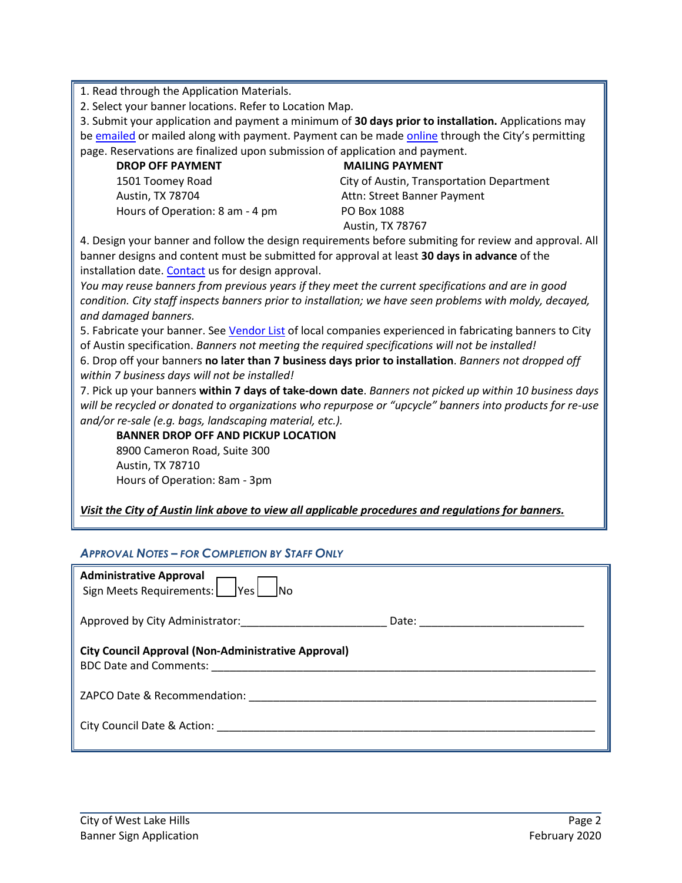1. Read through the Application Materials.
2. Select your banner locations. Refer to Location Map.
3. Submit your application and payment a minimum of **30 days prior to installation.** Applications may be emailed or mailed along with payment. Payment can be made online through the City's permitting page. Reservations are finalized upon submission of application and payment.

**DROP OFF PAYMENT**
1501 Toomey Road
Austin, TX 78704
Hours of Operation: 8 am - 4 pm

**MAILING PAYMENT**
City of Austin, Transportation Department
Attn: Street Banner Payment
PO Box 1088
Austin, TX 78767

4. Design your banner and follow the design requirements before submiting for review and approval. All banner designs and content must be submitted for approval at least **30 days in advance** of the installation date. Contact us for design approval.
*You may reuse banners from previous years if they meet the current specifications and are in good condition. City staff inspects banners prior to installation; we have seen problems with moldy, decayed, and damaged banners.*
5. Fabricate your banner. See Vendor List of local companies experienced in fabricating banners to City of Austin specification. *Banners not meeting the required specifications will not be installed!*
6. Drop off your banners **no later than 7 business days prior to installation**. *Banners not dropped off within 7 business days will not be installed!*
7. Pick up your banners **within 7 days of take-down date**. *Banners not picked up within 10 business days will be recycled or donated to organizations who repurpose or "upcycle" banners into products for re-use and/or re-sale (e.g. bags, landscaping material, etc.).*

**BANNER DROP OFF AND PICKUP LOCATION**
8900 Cameron Road, Suite 300
Austin, TX 78710
Hours of Operation: 8am - 3pm

***Visit the City of Austin link above to view all applicable procedures and regulations for banners.***

### *APPROVAL NOTES – FOR COMPLETION BY STAFF ONLY*

**Administrative Approval**
Sign Meets Requirements: ☐ Yes ☐ No

Approved by City Administrator:________________________ Date: ___________________________

**City Council Approval (Non-Administrative Approval)**
BDC Date and Comments: _________________________________________________________________

ZAPCO Date & Recommendation: ___________________________________________________________

City Council Date & Action: _______________________________________________________________